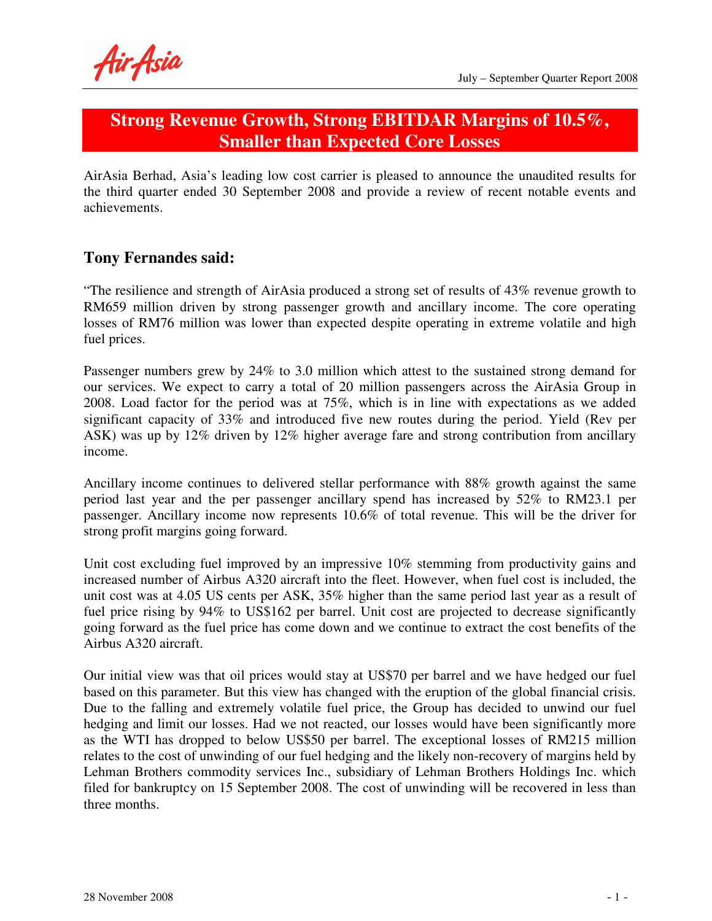# Strong Revenue Growth, Strong EBITDAR Margins of 10.5%, Smaller than Expected Core Losses

AirAsia Berhad, Asia's leading low cost carrier is pleased to announce the unaudited results for the third quarter ended 30 September 2008 and provide a review of recent notable events and achievements.

## Tony Fernandes said:

"The resilience and strength of AirAsia produced a strong set of results of 43% revenue growth to RM659 million driven by strong passenger growth and ancillary income. The core operating losses of RM76 million was lower than expected despite operating in extreme volatile and high fuel prices.

Passenger numbers grew by 24% to 3.0 million which attest to the sustained strong demand for our services. We expect to carry a total of 20 million passengers across the AirAsia Group in 2008. Load factor for the period was at 75%, which is in line with expectations as we added significant capacity of 33% and introduced five new routes during the period. Yield (Rev per ASK) was up by 12% driven by 12% higher average fare and strong contribution from ancillary income.

Ancillary income continues to delivered stellar performance with 88% growth against the same period last year and the per passenger ancillary spend has increased by 52% to RM23.1 per passenger. Ancillary income now represents 10.6% of total revenue. This will be the driver for strong profit margins going forward.

Unit cost excluding fuel improved by an impressive 10% stemming from productivity gains and increased number of Airbus A320 aircraft into the fleet. However, when fuel cost is included, the unit cost was at 4.05 US cents per ASK, 35% higher than the same period last year as a result of fuel price rising by 94% to US$162 per barrel. Unit cost are projected to decrease significantly going forward as the fuel price has come down and we continue to extract the cost benefits of the Airbus A320 aircraft.

Our initial view was that oil prices would stay at US$70 per barrel and we have hedged our fuel based on this parameter. But this view has changed with the eruption of the global financial crisis. Due to the falling and extremely volatile fuel price, the Group has decided to unwind our fuel hedging and limit our losses. Had we not reacted, our losses would have been significantly more as the WTI has dropped to below US$50 per barrel. The exceptional losses of RM215 million relates to the cost of unwinding of our fuel hedging and the likely non-recovery of margins held by Lehman Brothers commodity services Inc., subsidiary of Lehman Brothers Holdings Inc. which filed for bankruptcy on 15 September 2008. The cost of unwinding will be recovered in less than three months.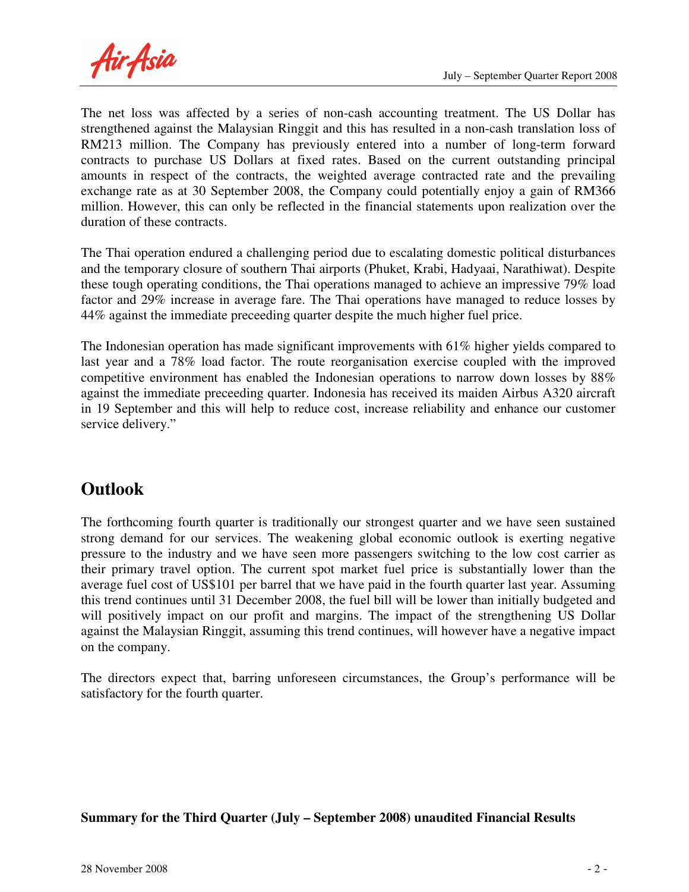The net loss was affected by a series of non-cash accounting treatment. The US Dollar has strengthened against the Malaysian Ringgit and this has resulted in a non-cash translation loss of RM213 million. The Company has previously entered into a number of long-term forward contracts to purchase US Dollars at fixed rates. Based on the current outstanding principal amounts in respect of the contracts, the weighted average contracted rate and the prevailing exchange rate as at 30 September 2008, the Company could potentially enjoy a gain of RM366 million. However, this can only be reflected in the financial statements upon realization over the duration of these contracts.

The Thai operation endured a challenging period due to escalating domestic political disturbances and the temporary closure of southern Thai airports (Phuket, Krabi, Hadyaai, Narathiwat). Despite these tough operating conditions, the Thai operations managed to achieve an impressive 79% load factor and 29% increase in average fare. The Thai operations have managed to reduce losses by 44% against the immediate preceeding quarter despite the much higher fuel price.

The Indonesian operation has made significant improvements with 61% higher yields compared to last year and a 78% load factor. The route reorganisation exercise coupled with the improved competitive environment has enabled the Indonesian operations to narrow down losses by 88% against the immediate preceeding quarter. Indonesia has received its maiden Airbus A320 aircraft in 19 September and this will help to reduce cost, increase reliability and enhance our customer service delivery."

## Outlook

The forthcoming fourth quarter is traditionally our strongest quarter and we have seen sustained strong demand for our services. The weakening global economic outlook is exerting negative pressure to the industry and we have seen more passengers switching to the low cost carrier as their primary travel option. The current spot market fuel price is substantially lower than the average fuel cost of US$101 per barrel that we have paid in the fourth quarter last year. Assuming this trend continues until 31 December 2008, the fuel bill will be lower than initially budgeted and will positively impact on our profit and margins. The impact of the strengthening US Dollar against the Malaysian Ringgit, assuming this trend continues, will however have a negative impact on the company.

The directors expect that, barring unforeseen circumstances, the Group's performance will be satisfactory for the fourth quarter.

**Summary for the Third Quarter (July – September 2008) unaudited Financial Results**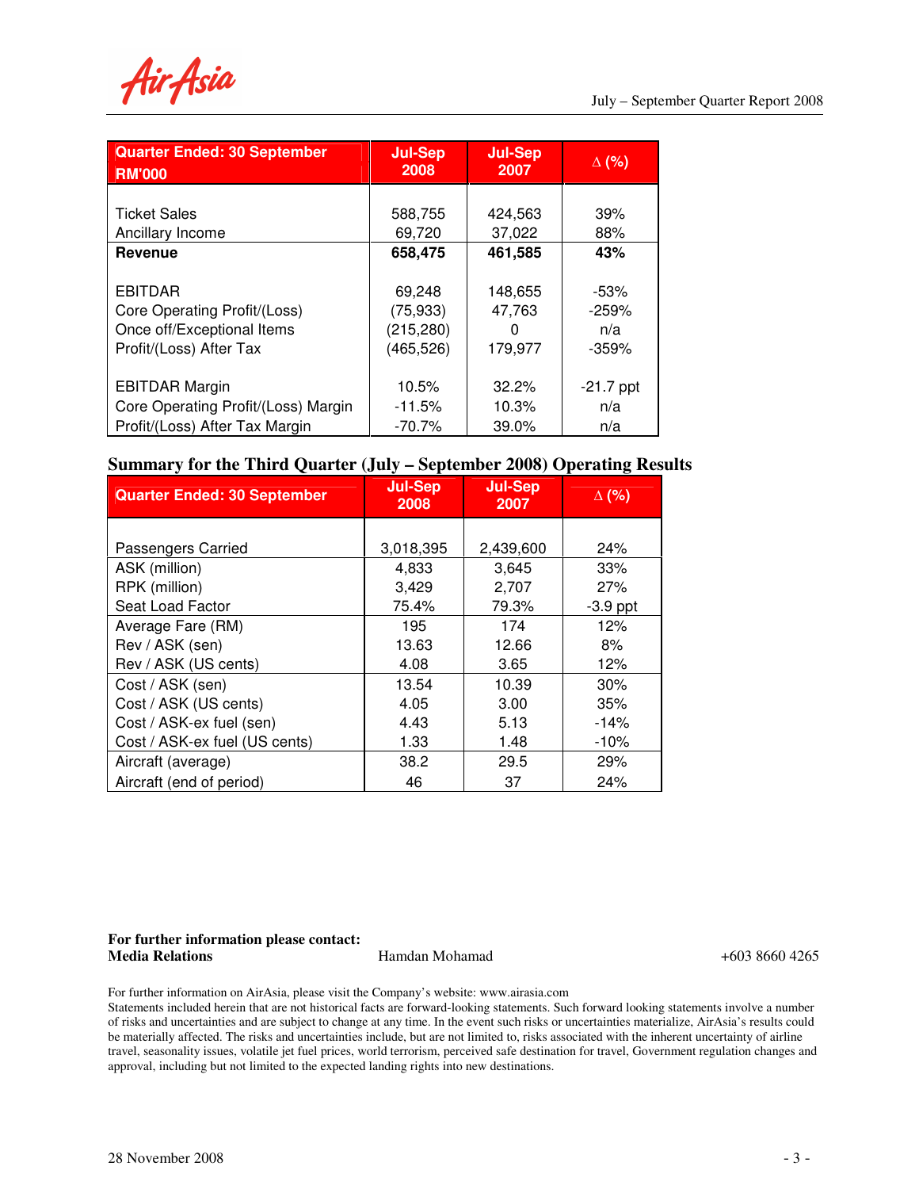| Quarter Ended: 30 September RM'000 | Jul-Sep 2008 | Jul-Sep 2007 | ∆ (%) |
|---|---|---|---|
| Ticket Sales | 588,755 | 424,563 | 39% |
| Ancillary Income | 69,720 | 37,022 | 88% |
| **Revenue** | **658,475** | **461,585** | **43%** |
| EBITDAR | 69,248 | 148,655 | -53% |
| Core Operating Profit/(Loss) | (75,933) | 47,763 | -259% |
| Once off/Exceptional Items | (215,280) | 0 | n/a |
| Profit/(Loss) After Tax | (465,526) | 179,977 | -359% |
| EBITDAR Margin | 10.5% | 32.2% | -21.7 ppt |
| Core Operating Profit/(Loss) Margin | -11.5% | 10.3% | n/a |
| Profit/(Loss) After Tax Margin | -70.7% | 39.0% | n/a |

## Summary for the Third Quarter (July – September 2008) Operating Results

| Quarter Ended: 30 September | Jul-Sep 2008 | Jul-Sep 2007 | ∆ (%) |
|---|---|---|---|
| Passengers Carried | 3,018,395 | 2,439,600 | 24% |
| ASK (million) | 4,833 | 3,645 | 33% |
| RPK (million) | 3,429 | 2,707 | 27% |
| Seat Load Factor | 75.4% | 79.3% | -3.9 ppt |
| Average Fare (RM) | 195 | 174 | 12% |
| Rev / ASK (sen) | 13.63 | 12.66 | 8% |
| Rev / ASK (US cents) | 4.08 | 3.65 | 12% |
| Cost / ASK (sen) | 13.54 | 10.39 | 30% |
| Cost / ASK (US cents) | 4.05 | 3.00 | 35% |
| Cost / ASK-ex fuel (sen) | 4.43 | 5.13 | -14% |
| Cost / ASK-ex fuel (US cents) | 1.33 | 1.48 | -10% |
| Aircraft (average) | 38.2 | 29.5 | 29% |
| Aircraft (end of period) | 46 | 37 | 24% |

**For further information please contact:**
**Media Relations** Hamdan Mohamad +603 8660 4265

For further information on AirAsia, please visit the Company's website: www.airasia.com
Statements included herein that are not historical facts are forward-looking statements. Such forward looking statements involve a number of risks and uncertainties and are subject to change at any time. In the event such risks or uncertainties materialize, AirAsia's results could be materially affected. The risks and uncertainties include, but are not limited to, risks associated with the inherent uncertainty of airline travel, seasonality issues, volatile jet fuel prices, world terrorism, perceived safe destination for travel, Government regulation changes and approval, including but not limited to the expected landing rights into new destinations.

28 November 2008